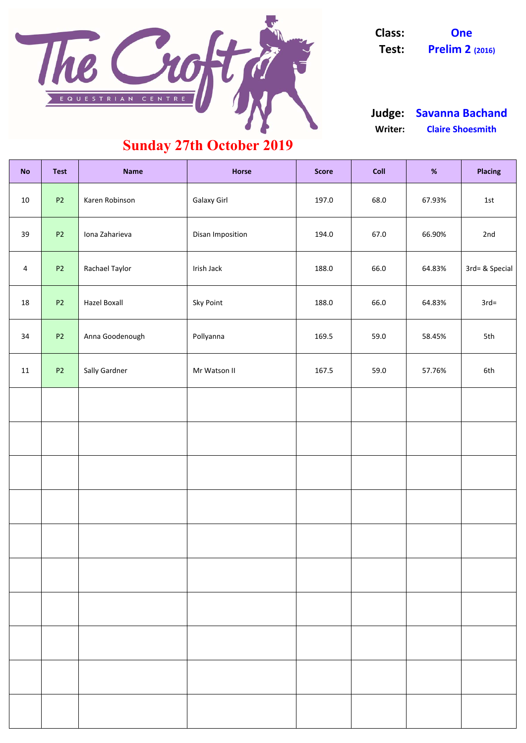# The Croft Equestrian Centre

**Class:** One
**Test:** Prelim 2 (2016)

**Judge:** Savanna Bachand
**Writer:** Claire Shoesmith

## Sunday 27th October 2019

| No | Test | Name | Horse | Score | Coll | % | Placing |
|---|---|---|---|---|---|---|---|
| 10 | P2 | Karen Robinson | Galaxy Girl | 197.0 | 68.0 | 67.93% | 1st |
| 39 | P2 | Iona Zaharieva | Disan Imposition | 194.0 | 67.0 | 66.90% | 2nd |
| 4 | P2 | Rachael Taylor | Irish Jack | 188.0 | 66.0 | 64.83% | 3rd= & Special |
| 18 | P2 | Hazel Boxall | Sky Point | 188.0 | 66.0 | 64.83% | 3rd= |
| 34 | P2 | Anna Goodenough | Pollyanna | 169.5 | 59.0 | 58.45% | 5th |
| 11 | P2 | Sally Gardner | Mr Watson II | 167.5 | 59.0 | 57.76% | 6th |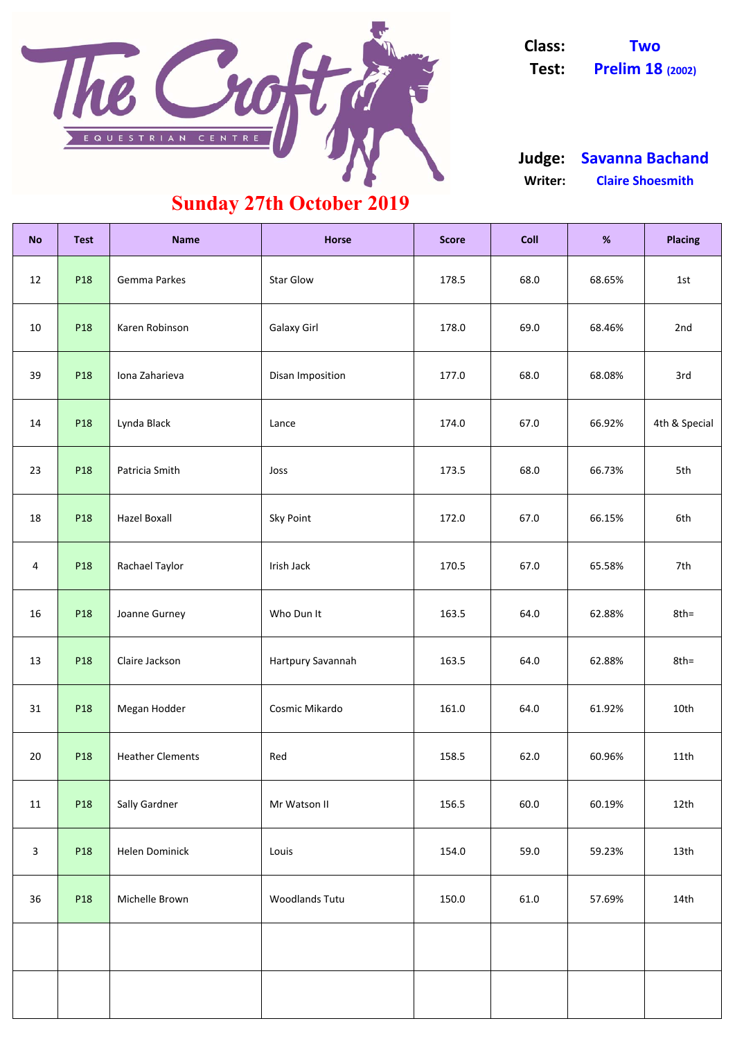The Croft Equestrian Centre

**Class:** Two
**Test:** Prelim 18 (2002)

**Judge:** Savanna Bachand
**Writer:** Claire Shoesmith

## Sunday 27th October 2019

| No | Test | Name | Horse | Score | Coll | % | Placing |
|---|---|---|---|---|---|---|---|
| 12 | P18 | Gemma Parkes | Star Glow | 178.5 | 68.0 | 68.65% | 1st |
| 10 | P18 | Karen Robinson | Galaxy Girl | 178.0 | 69.0 | 68.46% | 2nd |
| 39 | P18 | Iona Zaharieva | Disan Imposition | 177.0 | 68.0 | 68.08% | 3rd |
| 14 | P18 | Lynda Black | Lance | 174.0 | 67.0 | 66.92% | 4th & Special |
| 23 | P18 | Patricia Smith | Joss | 173.5 | 68.0 | 66.73% | 5th |
| 18 | P18 | Hazel Boxall | Sky Point | 172.0 | 67.0 | 66.15% | 6th |
| 4 | P18 | Rachael Taylor | Irish Jack | 170.5 | 67.0 | 65.58% | 7th |
| 16 | P18 | Joanne Gurney | Who Dun It | 163.5 | 64.0 | 62.88% | 8th= |
| 13 | P18 | Claire Jackson | Hartpury Savannah | 163.5 | 64.0 | 62.88% | 8th= |
| 31 | P18 | Megan Hodder | Cosmic Mikardo | 161.0 | 64.0 | 61.92% | 10th |
| 20 | P18 | Heather Clements | Red | 158.5 | 62.0 | 60.96% | 11th |
| 11 | P18 | Sally Gardner | Mr Watson II | 156.5 | 60.0 | 60.19% | 12th |
| 3 | P18 | Helen Dominick | Louis | 154.0 | 59.0 | 59.23% | 13th |
| 36 | P18 | Michelle Brown | Woodlands Tutu | 150.0 | 61.0 | 57.69% | 14th |
| | | | | | | | |
| | | | | | | | |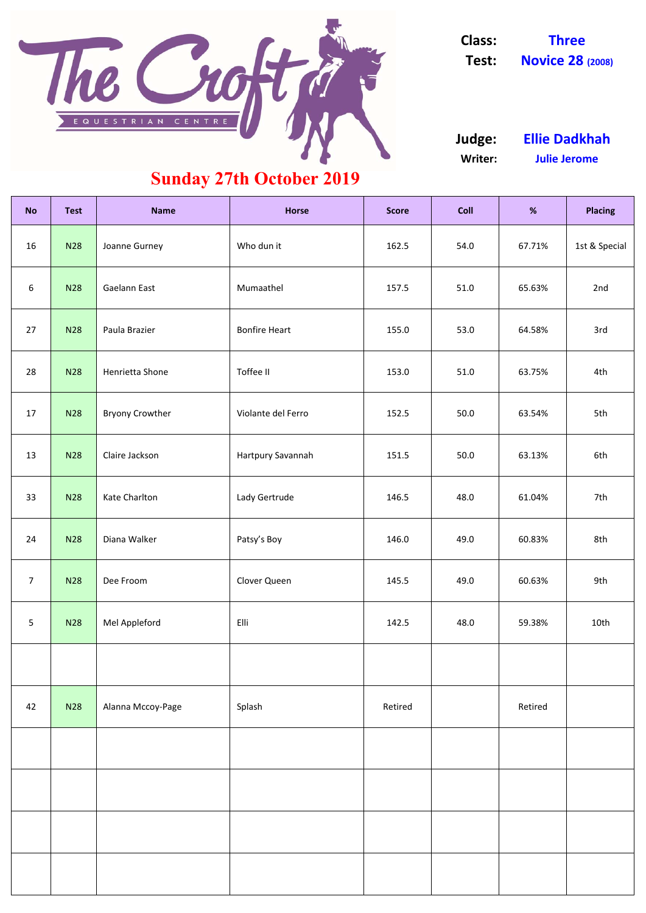# The Croft Equestrian Centre

**Sunday 27th October 2019**

**Class:** Three
**Test:** Novice 28 (2008)

**Judge:** Ellie Dadkhah
**Writer:** Julie Jerome

| No | Test | Name | Horse | Score | Coll | % | Placing |
|---|---|---|---|---|---|---|---|
| 16 | N28 | Joanne Gurney | Who dun it | 162.5 | 54.0 | 67.71% | 1st & Special |
| 6 | N28 | Gaelann East | Mumaathel | 157.5 | 51.0 | 65.63% | 2nd |
| 27 | N28 | Paula Brazier | Bonfire Heart | 155.0 | 53.0 | 64.58% | 3rd |
| 28 | N28 | Henrietta Shone | Toffee II | 153.0 | 51.0 | 63.75% | 4th |
| 17 | N28 | Bryony Crowther | Violante del Ferro | 152.5 | 50.0 | 63.54% | 5th |
| 13 | N28 | Claire Jackson | Hartpury Savannah | 151.5 | 50.0 | 63.13% | 6th |
| 33 | N28 | Kate Charlton | Lady Gertrude | 146.5 | 48.0 | 61.04% | 7th |
| 24 | N28 | Diana Walker | Patsy's Boy | 146.0 | 49.0 | 60.83% | 8th |
| 7 | N28 | Dee Froom | Clover Queen | 145.5 | 49.0 | 60.63% | 9th |
| 5 | N28 | Mel Appleford | Elli | 142.5 | 48.0 | 59.38% | 10th |
| | | | | | | | |
| 42 | N28 | Alanna Mccoy-Page | Splash | Retired | | Retired | |
| | | | | | | | |
| | | | | | | | |
| | | | | | | | |
| | | | | | | | |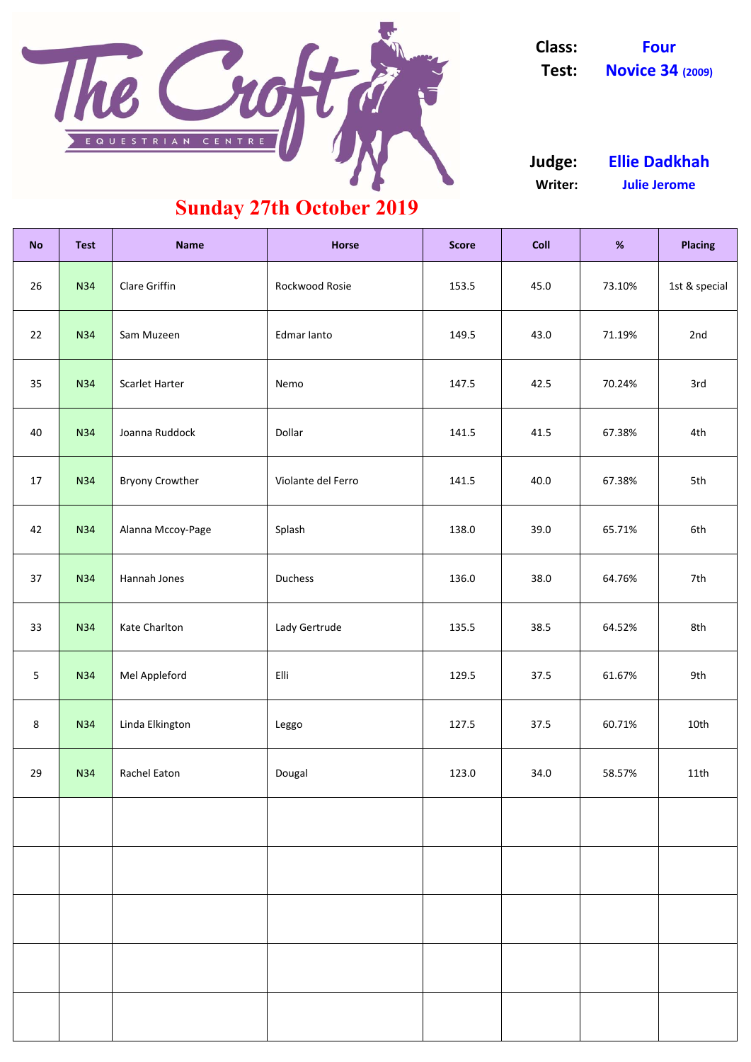# The Croft Equestrian Centre

**Class:** Four
**Test:** Novice 34 (2009)

**Judge:** Ellie Dadkhah
**Writer:** Julie Jerome

## Sunday 27th October 2019

| No | Test | Name | Horse | Score | Coll | % | Placing |
|---|---|---|---|---|---|---|---|
| 26 | N34 | Clare Griffin | Rockwood Rosie | 153.5 | 45.0 | 73.10% | 1st & special |
| 22 | N34 | Sam Muzeen | Edmar Ianto | 149.5 | 43.0 | 71.19% | 2nd |
| 35 | N34 | Scarlet Harter | Nemo | 147.5 | 42.5 | 70.24% | 3rd |
| 40 | N34 | Joanna Ruddock | Dollar | 141.5 | 41.5 | 67.38% | 4th |
| 17 | N34 | Bryony Crowther | Violante del Ferro | 141.5 | 40.0 | 67.38% | 5th |
| 42 | N34 | Alanna Mccoy-Page | Splash | 138.0 | 39.0 | 65.71% | 6th |
| 37 | N34 | Hannah Jones | Duchess | 136.0 | 38.0 | 64.76% | 7th |
| 33 | N34 | Kate Charlton | Lady Gertrude | 135.5 | 38.5 | 64.52% | 8th |
| 5 | N34 | Mel Appleford | Elli | 129.5 | 37.5 | 61.67% | 9th |
| 8 | N34 | Linda Elkington | Leggo | 127.5 | 37.5 | 60.71% | 10th |
| 29 | N34 | Rachel Eaton | Dougal | 123.0 | 34.0 | 58.57% | 11th |
| | | | | | | | |
| | | | | | | | |
| | | | | | | | |
| | | | | | | | |
| | | | | | | | |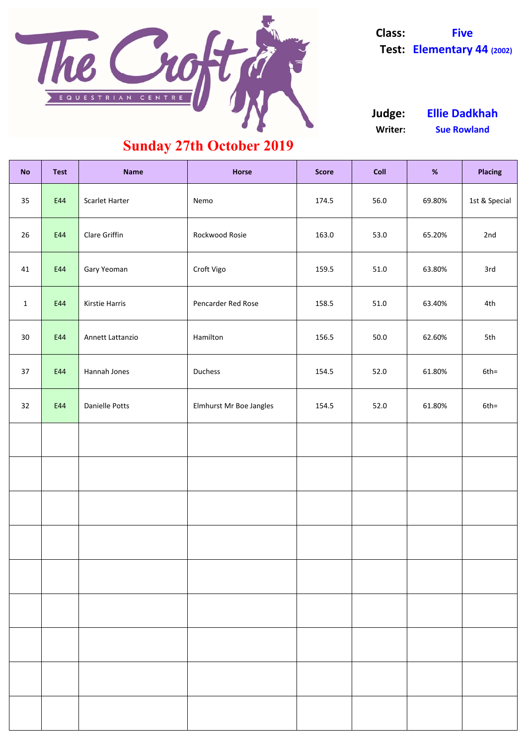**Class:** Five
**Test:** Elementary 44 (2002)

**Judge:** Ellie Dadkhah
**Writer:** Sue Rowland

## Sunday 27th October 2019

| No | Test | Name | Horse | Score | Coll | % | Placing |
|---|---|---|---|---|---|---|---|
| 35 | E44 | Scarlet Harter | Nemo | 174.5 | 56.0 | 69.80% | 1st & Special |
| 26 | E44 | Clare Griffin | Rockwood Rosie | 163.0 | 53.0 | 65.20% | 2nd |
| 41 | E44 | Gary Yeoman | Croft Vigo | 159.5 | 51.0 | 63.80% | 3rd |
| 1 | E44 | Kirstie Harris | Pencarder Red Rose | 158.5 | 51.0 | 63.40% | 4th |
| 30 | E44 | Annett Lattanzio | Hamilton | 156.5 | 50.0 | 62.60% | 5th |
| 37 | E44 | Hannah Jones | Duchess | 154.5 | 52.0 | 61.80% | 6th= |
| 32 | E44 | Danielle Potts | Elmhurst Mr Boe Jangles | 154.5 | 52.0 | 61.80% | 6th= |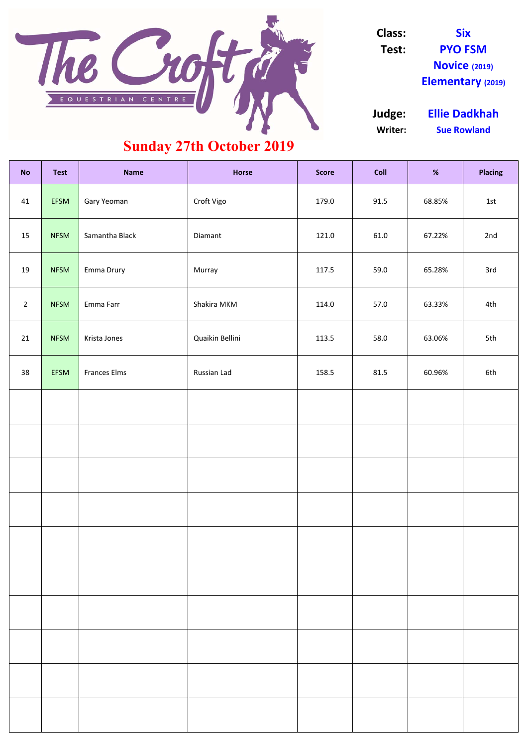The Croft EQUESTRIAN CENTRE

**Sunday 27th October 2019**

**Class:** Six
**Test:** PYO FSM Novice (2019) Elementary (2019)

**Judge:** Ellie Dadkhah
**Writer:** Sue Rowland

| No | Test | Name | Horse | Score | Coll | % | Placing |
|---|---|---|---|---|---|---|---|
| 41 | EFSM | Gary Yeoman | Croft Vigo | 179.0 | 91.5 | 68.85% | 1st |
| 15 | NFSM | Samantha Black | Diamant | 121.0 | 61.0 | 67.22% | 2nd |
| 19 | NFSM | Emma Drury | Murray | 117.5 | 59.0 | 65.28% | 3rd |
| 2 | NFSM | Emma Farr | Shakira MKM | 114.0 | 57.0 | 63.33% | 4th |
| 21 | NFSM | Krista Jones | Quaikin Bellini | 113.5 | 58.0 | 63.06% | 5th |
| 38 | EFSM | Frances Elms | Russian Lad | 158.5 | 81.5 | 60.96% | 6th |